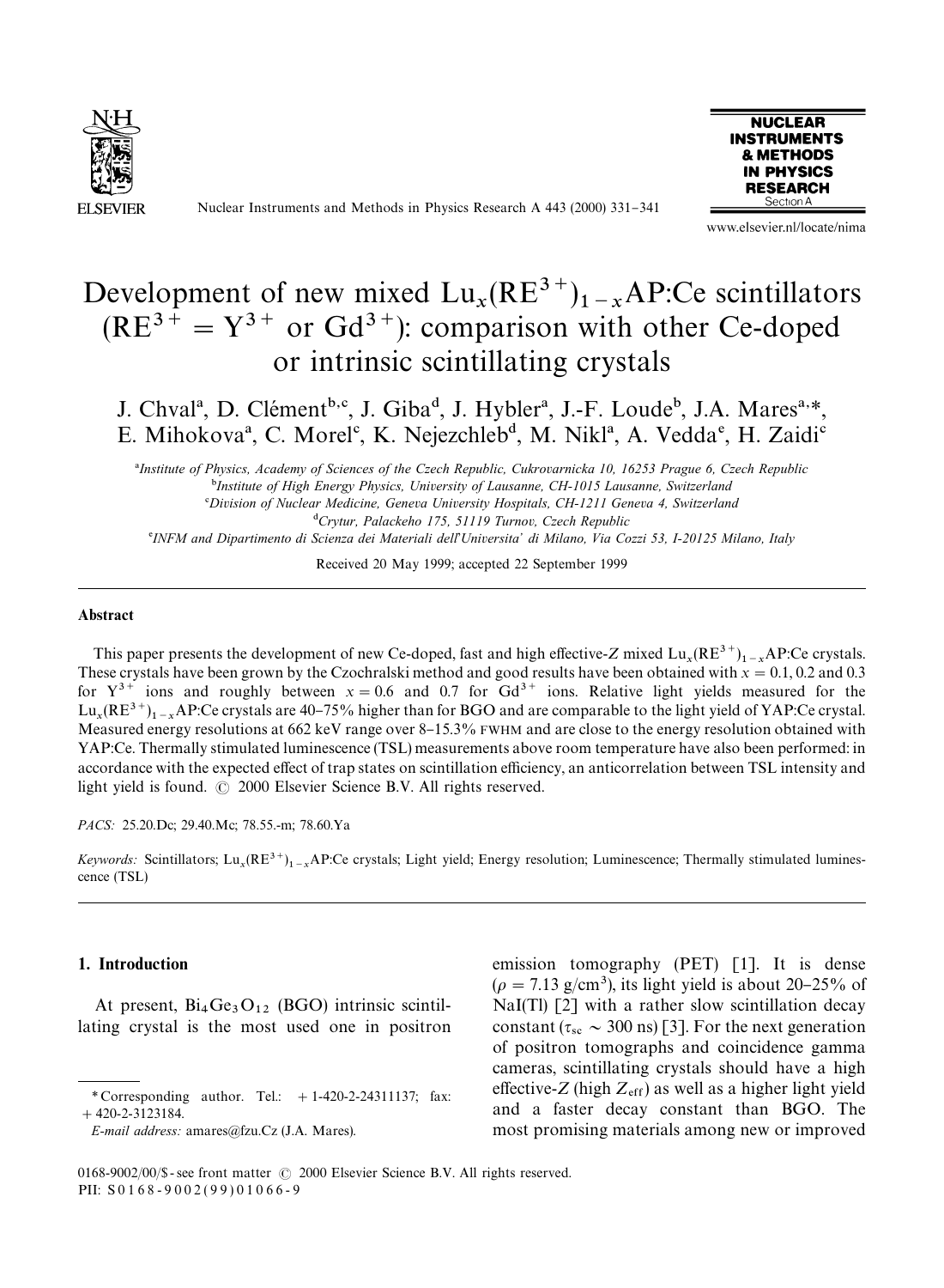# Development of new mixed $Lu_x(RE^{3+})_{1-x}AP$:Ce scintillators ($RE^{3+} = Y^{3+}$ or $Gd^{3+}$): comparison with other Ce-doped or intrinsic scintillating crystals

J. Chval[a], D. Clément[b,c], J. Giba[d], J. Hybler[a], J.-F. Loude[b], J.A. Mares[a,*], E. Mihokova[a], C. Morel[c], K. Nejezchleb[d], M. Nikl[a], A. Vedda[e], H. Zaidi[c]

[a] Institute of Physics, Academy of Sciences of the Czech Republic, Cukrovarnicka 10, 16253 Prague 6, Czech Republic

[b] Institute of High Energy Physics, University of Lausanne, CH-1015 Lausanne, Switzerland

[c] Division of Nuclear Medicine, Geneva University Hospitals, CH-1211 Geneva 4, Switzerland

[d] Crytur, Palackeho 175, 51119 Turnov, Czech Republic

[e] INFM and Dipartimento di Scienza dei Materiali dell'Universita' di Milano, Via Cozzi 53, I-20125 Milano, Italy

Received 20 May 1999; accepted 22 September 1999

## Abstract

This paper presents the development of new Ce-doped, fast and high effective-Z mixed $Lu_x(RE^{3+})_{1-x}AP$:Ce crystals. These crystals have been grown by the Czochralski method and good results have been obtained with $x = 0.1$, 0.2 and 0.3 for $Y^{3+}$ ions and roughly between $x = 0.6$ and 0.7 for $Gd^{3+}$ ions. Relative light yields measured for the $Lu_x(RE^{3+})_{1-x}AP$:Ce crystals are 40–75% higher than for BGO and are comparable to the light yield of YAP:Ce crystal. Measured energy resolutions at 662 keV range over 8–15.3% FWHM and are close to the energy resolution obtained with YAP:Ce. Thermally stimulated luminescence (TSL) measurements above room temperature have also been performed: in accordance with the expected effect of trap states on scintillation efficiency, an anticorrelation between TSL intensity and light yield is found. © 2000 Elsevier Science B.V. All rights reserved.

*PACS:* 25.20.Dc; 29.40.Mc; 78.55.-m; 78.60.Ya

*Keywords:* Scintillators; $Lu_x(RE^{3+})_{1-x}AP$:Ce crystals; Light yield; Energy resolution; Luminescence; Thermally stimulated luminescence (TSL)

## 1. Introduction

At present, $Bi_4Ge_3O_{12}$ (BGO) intrinsic scintillating crystal is the most used one in positron emission tomography (PET) [1]. It is dense ($\rho = 7.13$ g/cm$^3$), its light yield is about 20–25% of NaI(Tl) [2] with a rather slow scintillation decay constant ($\tau_{sc} \sim 300$ ns) [3]. For the next generation of positron tomographs and coincidence gamma cameras, scintillating crystals should have a high effective-Z (high $Z_{eff}$) as well as a higher light yield and a faster decay constant than BGO. The most promising materials among new or improved

---

\* Corresponding author. Tel.: + 1-420-2-24311137; fax: + 420-2-3123184.

*E-mail address:* amares@fzu.Cz (J.A. Mares).

0168-9002/00/$ - see front matter © 2000 Elsevier Science B.V. All rights reserved.
PII: S0168-9002(99)01066-9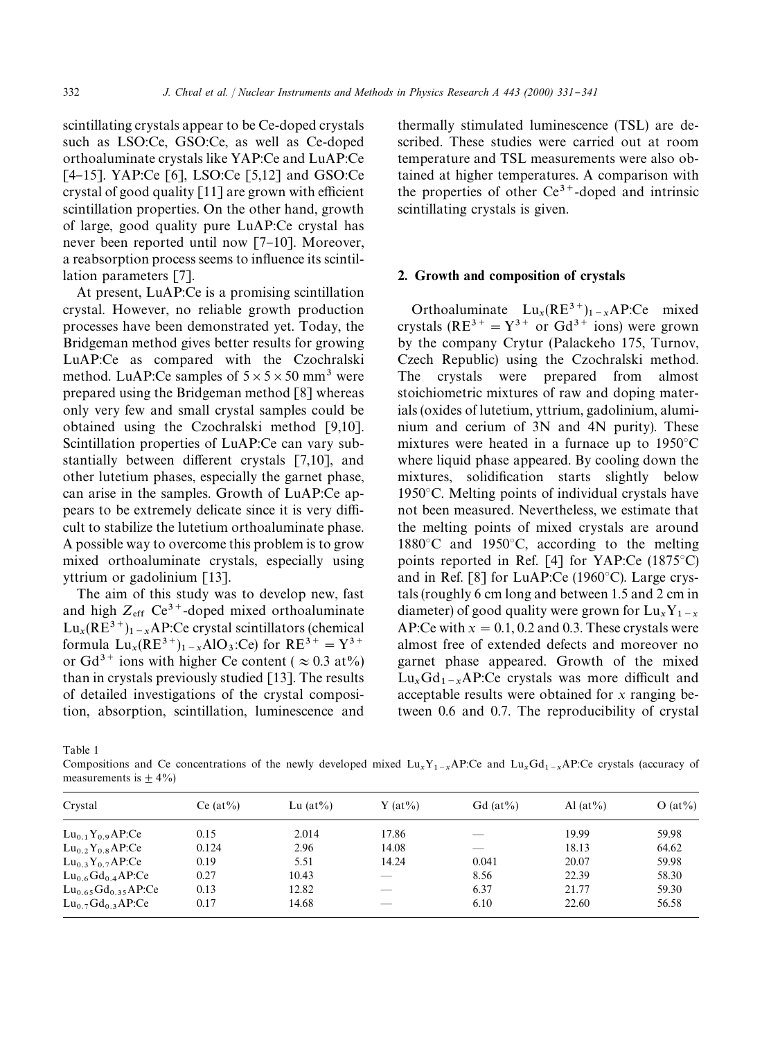scintillating crystals appear to be Ce-doped crystals such as LSO:Ce, GSO:Ce, as well as Ce-doped orthoaluminate crystals like YAP:Ce and LuAP:Ce [4–15]. YAP:Ce [6], LSO:Ce [5,12] and GSO:Ce crystal of good quality [11] are grown with efficient scintillation properties. On the other hand, growth of large, good quality pure LuAP:Ce crystal has never been reported until now [7–10]. Moreover, a reabsorption process seems to influence its scintillation parameters [7].

At present, LuAP:Ce is a promising scintillation crystal. However, no reliable growth production processes have been demonstrated yet. Today, the Bridgeman method gives better results for growing LuAP:Ce as compared with the Czochralski method. LuAP:Ce samples of $5 \times 5 \times 50\ \mathrm{mm}^3$ were prepared using the Bridgeman method [8] whereas only very few and small crystal samples could be obtained using the Czochralski method [9,10]. Scintillation properties of LuAP:Ce can vary substantially between different crystals [7,10], and other lutetium phases, especially the garnet phase, can arise in the samples. Growth of LuAP:Ce appears to be extremely delicate since it is very difficult to stabilize the lutetium orthoaluminate phase. A possible way to overcome this problem is to grow mixed orthoaluminate crystals, especially using yttrium or gadolinium [13].

The aim of this study was to develop new, fast and high $Z_{\mathrm{eff}}$ $Ce^{3+}$-doped mixed orthoaluminate $Lu_x(RE^{3+})_{1-x}$AP:Ce crystal scintillators (chemical formula $Lu_x(RE^{3+})_{1-x}AlO_3$:Ce) for $RE^{3+} = Y^{3+}$ or $Gd^{3+}$ ions with higher Ce content ($\approx 0.3$ at%) than in crystals previously studied [13]. The results of detailed investigations of the crystal composition, absorption, scintillation, luminescence and thermally stimulated luminescence (TSL) are described. These studies were carried out at room temperature and TSL measurements were also obtained at higher temperatures. A comparison with the properties of other $Ce^{3+}$-doped and intrinsic scintillating crystals is given.

## 2. Growth and composition of crystals

Orthoaluminate $Lu_x(RE^{3+})_{1-x}$AP:Ce mixed crystals ($RE^{3+} = Y^{3+}$ or $Gd^{3+}$ ions) were grown by the company Crytur (Palackeho 175, Turnov, Czech Republic) using the Czochralski method. The crystals were prepared from almost stoichiometric mixtures of raw and doping materials (oxides of lutetium, yttrium, gadolinium, aluminium and cerium of 3N and 4N purity). These mixtures were heated in a furnace up to 1950°C where liquid phase appeared. By cooling down the mixtures, solidification starts slightly below 1950°C. Melting points of individual crystals have not been measured. Nevertheless, we estimate that the melting points of mixed crystals are around 1880°C and 1950°C, according to the melting points reported in Ref. [4] for YAP:Ce (1875°C) and in Ref. [8] for LuAP:Ce (1960°C). Large crystals (roughly 6 cm long and between 1.5 and 2 cm in diameter) of good quality were grown for $Lu_xY_{1-x}$AP:Ce with $x = 0.1, 0.2$ and 0.3. These crystals were almost free of extended defects and moreover no garnet phase appeared. Growth of the mixed $Lu_xGd_{1-x}$AP:Ce crystals was more difficult and acceptable results were obtained for $x$ ranging between 0.6 and 0.7. The reproducibility of crystal

Table 1
Compositions and Ce concentrations of the newly developed mixed $Lu_xY_{1-x}$AP:Ce and $Lu_xGd_{1-x}$AP:Ce crystals (accuracy of measurements is $\pm 4\%$)

| Crystal | Ce (at%) | Lu (at%) | Y (at%) | Gd (at%) | Al (at%) | O (at%) |
|---|---|---|---|---|---|---|
| $Lu_{0.1}Y_{0.9}$AP:Ce | 0.15 | 2.014 | 17.86 | — | 19.99 | 59.98 |
| $Lu_{0.2}Y_{0.8}$AP:Ce | 0.124 | 2.96 | 14.08 | — | 18.13 | 64.62 |
| $Lu_{0.3}Y_{0.7}$AP:Ce | 0.19 | 5.51 | 14.24 | 0.041 | 20.07 | 59.98 |
| $Lu_{0.6}Gd_{0.4}$AP:Ce | 0.27 | 10.43 | — | 8.56 | 22.39 | 58.30 |
| $Lu_{0.65}Gd_{0.35}$AP:Ce | 0.13 | 12.82 | — | 6.37 | 21.77 | 59.30 |
| $Lu_{0.7}Gd_{0.3}$AP:Ce | 0.17 | 14.68 | — | 6.10 | 22.60 | 56.58 |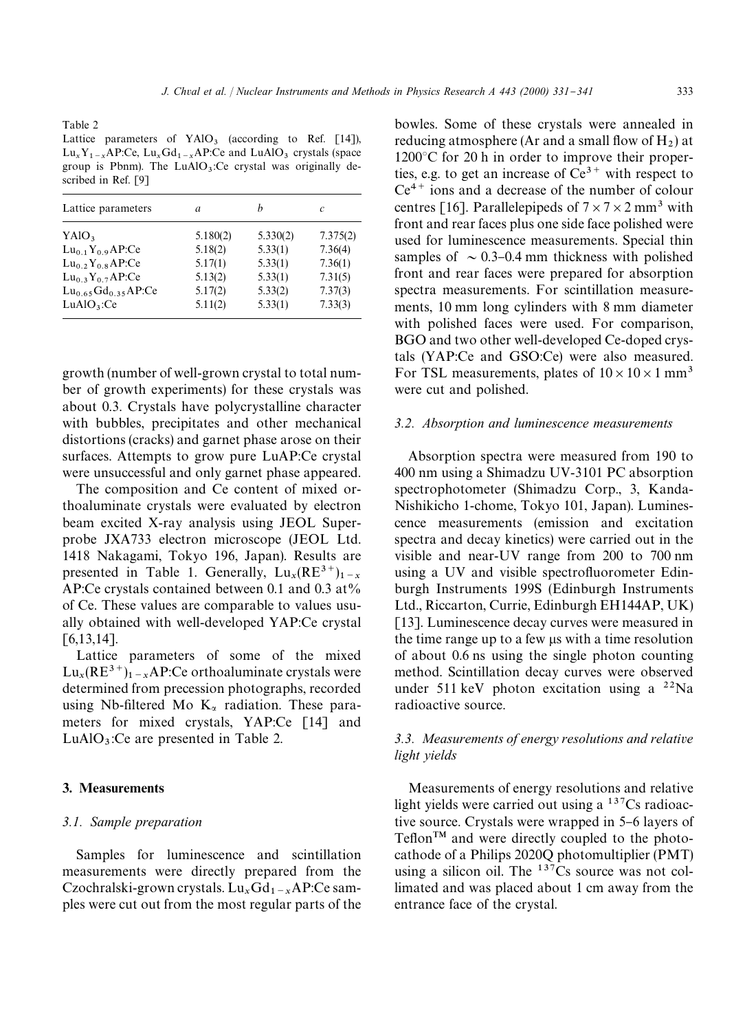Table 2
Lattice parameters of $YAlO_3$ (according to Ref. [14]), $Lu_xY_{1-x}$AP:Ce, $Lu_xGd_{1-x}$AP:Ce and $LuAlO_3$ crystals (space group is Pbnm). The $LuAlO_3$:Ce crystal was originally described in Ref. [9]

| Lattice parameters | $a$ | $b$ | $c$ |
|---|---|---|---|
| $YAlO_3$ | 5.180(2) | 5.330(2) | 7.375(2) |
| $Lu_{0.1}Y_{0.9}$AP:Ce | 5.18(2) | 5.33(1) | 7.36(4) |
| $Lu_{0.2}Y_{0.8}$AP:Ce | 5.17(1) | 5.33(1) | 7.36(1) |
| $Lu_{0.3}Y_{0.7}$AP:Ce | 5.13(2) | 5.33(1) | 7.31(5) |
| $Lu_{0.65}Gd_{0.35}$AP:Ce | 5.17(2) | 5.33(2) | 7.37(3) |
| $LuAlO_3$:Ce | 5.11(2) | 5.33(1) | 7.33(3) |

growth (number of well-grown crystal to total number of growth experiments) for these crystals was about 0.3. Crystals have polycrystalline character with bubbles, precipitates and other mechanical distortions (cracks) and garnet phase arose on their surfaces. Attempts to grow pure LuAP:Ce crystal were unsuccessful and only garnet phase appeared.

The composition and Ce content of mixed orthoaluminate crystals were evaluated by electron beam excited X-ray analysis using JEOL Superprobe JXA733 electron microscope (JEOL Ltd. 1418 Nakagami, Tokyo 196, Japan). Results are presented in Table 1. Generally, $Lu_x(RE^{3+})_{1-x}$ AP:Ce crystals contained between 0.1 and 0.3 at% of Ce. These values are comparable to values usually obtained with well-developed YAP:Ce crystal [6,13,14].

Lattice parameters of some of the mixed $Lu_x(RE^{3+})_{1-x}$AP:Ce orthoaluminate crystals were determined from precession photographs, recorded using Nb-filtered Mo $K_\alpha$ radiation. These parameters for mixed crystals, YAP:Ce [14] and $LuAlO_3$:Ce are presented in Table 2.

## 3. Measurements

### 3.1. Sample preparation

Samples for luminescence and scintillation measurements were directly prepared from the Czochralski-grown crystals. $Lu_xGd_{1-x}$AP:Ce samples were cut out from the most regular parts of the bowles. Some of these crystals were annealed in reducing atmosphere (Ar and a small flow of $H_2$) at 1200°C for 20 h in order to improve their properties, e.g. to get an increase of $Ce^{3+}$ with respect to $Ce^{4+}$ ions and a decrease of the number of colour centres [16]. Parallelepipeds of $7 \times 7 \times 2\ mm^3$ with front and rear faces plus one side face polished were used for luminescence measurements. Special thin samples of $\sim 0.3$–0.4 mm thickness with polished front and rear faces were prepared for absorption spectra measurements. For scintillation measurements, 10 mm long cylinders with 8 mm diameter with polished faces were used. For comparison, BGO and two other well-developed Ce-doped crystals (YAP:Ce and GSO:Ce) were also measured. For TSL measurements, plates of $10 \times 10 \times 1\ mm^3$ were cut and polished.

### 3.2. Absorption and luminescence measurements

Absorption spectra were measured from 190 to 400 nm using a Shimadzu UV-3101 PC absorption spectrophotometer (Shimadzu Corp., 3, Kanda-Nishikicho 1-chome, Tokyo 101, Japan). Luminescence measurements (emission and excitation spectra and decay kinetics) were carried out in the visible and near-UV range from 200 to 700 nm using a UV and visible spectrofluorometer Edinburgh Instruments 199S (Edinburgh Instruments Ltd., Riccarton, Currie, Edinburgh EH144AP, UK) [13]. Luminescence decay curves were measured in the time range up to a few μs with a time resolution of about 0.6 ns using the single photon counting method. Scintillation decay curves were observed under 511 keV photon excitation using a $^{22}Na$ radioactive source.

### 3.3. Measurements of energy resolutions and relative light yields

Measurements of energy resolutions and relative light yields were carried out using a $^{137}Cs$ radioactive source. Crystals were wrapped in 5–6 layers of Teflon™ and were directly coupled to the photocathode of a Philips 2020Q photomultiplier (PMT) using a silicon oil. The $^{137}Cs$ source was not collimated and was placed about 1 cm away from the entrance face of the crystal.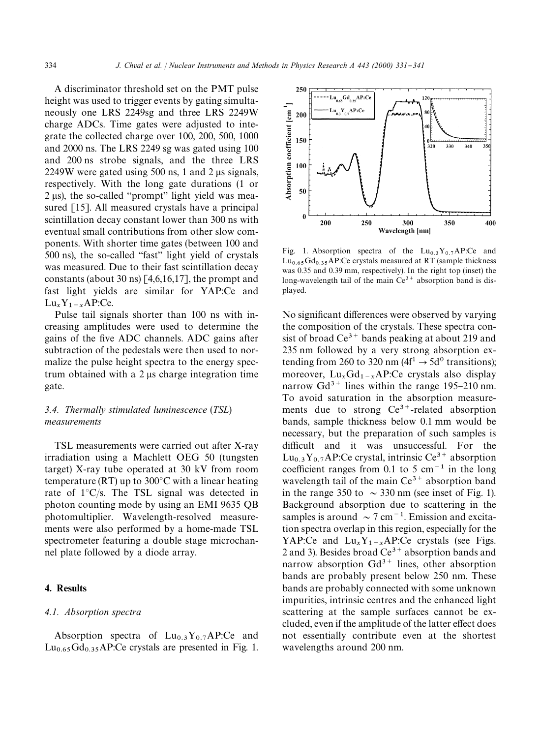A discriminator threshold set on the PMT pulse height was used to trigger events by gating simultaneously one LRS 2249sg and three LRS 2249W charge ADCs. Time gates were adjusted to integrate the collected charge over 100, 200, 500, 1000 and 2000 ns. The LRS 2249 sg was gated using 100 and 200 ns strobe signals, and the three LRS 2249W were gated using 500 ns, 1 and 2 μs signals, respectively. With the long gate durations (1 or 2 μs), the so-called "prompt" light yield was measured [15]. All measured crystals have a principal scintillation decay constant lower than 300 ns with eventual small contributions from other slow components. With shorter time gates (between 100 and 500 ns), the so-called "fast" light yield of crystals was measured. Due to their fast scintillation decay constants (about 30 ns) [4,6,16,17], the prompt and fast light yields are similar for YAP:Ce and $Lu_xY_{1-x}$AP:Ce.

Pulse tail signals shorter than 100 ns with increasing amplitudes were used to determine the gains of the five ADC channels. ADC gains after subtraction of the pedestals were then used to normalize the pulse height spectra to the energy spectrum obtained with a 2 μs charge integration time gate.

### 3.4. Thermally stimulated luminescence (TSL) measurements

TSL measurements were carried out after X-ray irradiation using a Machlett OEG 50 (tungsten target) X-ray tube operated at 30 kV from room temperature (RT) up to 300°C with a linear heating rate of 1°C/s. The TSL signal was detected in photon counting mode by using an EMI 9635 QB photomultiplier. Wavelength-resolved measurements were also performed by a home-made TSL spectrometer featuring a double stage microchannel plate followed by a diode array.

## 4. Results

### 4.1. Absorption spectra

Absorption spectra of $Lu_{0.3}Y_{0.7}$AP:Ce and $Lu_{0.65}Gd_{0.35}$AP:Ce crystals are presented in Fig. 1.

Fig. 1. Absorption spectra of the $Lu_{0.3}Y_{0.7}$AP:Ce and $Lu_{0.65}Gd_{0.35}$AP:Ce crystals measured at RT (sample thickness was 0.35 and 0.39 mm, respectively). In the right top (inset) the long-wavelength tail of the main $Ce^{3+}$ absorption band is displayed.

No significant differences were observed by varying the composition of the crystals. These spectra consist of broad $Ce^{3+}$ bands peaking at about 219 and 235 nm followed by a very strong absorption extending from 260 to 320 nm ($4f^1 \rightarrow 5d^0$ transitions); moreover, $Lu_xGd_{1-x}$AP:Ce crystals also display narrow $Gd^{3+}$ lines within the range 195–210 nm. To avoid saturation in the absorption measurements due to strong $Ce^{3+}$-related absorption bands, sample thickness below 0.1 mm would be necessary, but the preparation of such samples is difficult and it was unsuccessful. For the $Lu_{0.3}Y_{0.7}$AP:Ce crystal, intrinsic $Ce^{3+}$ absorption coefficient ranges from 0.1 to 5 $cm^{-1}$ in the long wavelength tail of the main $Ce^{3+}$ absorption band in the range 350 to ~330 nm (see inset of Fig. 1). Background absorption due to scattering in the samples is around ~7 $cm^{-1}$. Emission and excitation spectra overlap in this region, especially for the YAP:Ce and $Lu_xY_{1-x}$AP:Ce crystals (see Figs. 2 and 3). Besides broad $Ce^{3+}$ absorption bands and narrow absorption $Gd^{3+}$ lines, other absorption bands are probably present below 250 nm. These bands are probably connected with some unknown impurities, intrinsic centres and the enhanced light scattering at the sample surfaces cannot be excluded, even if the amplitude of the latter effect does not essentially contribute even at the shortest wavelengths around 200 nm.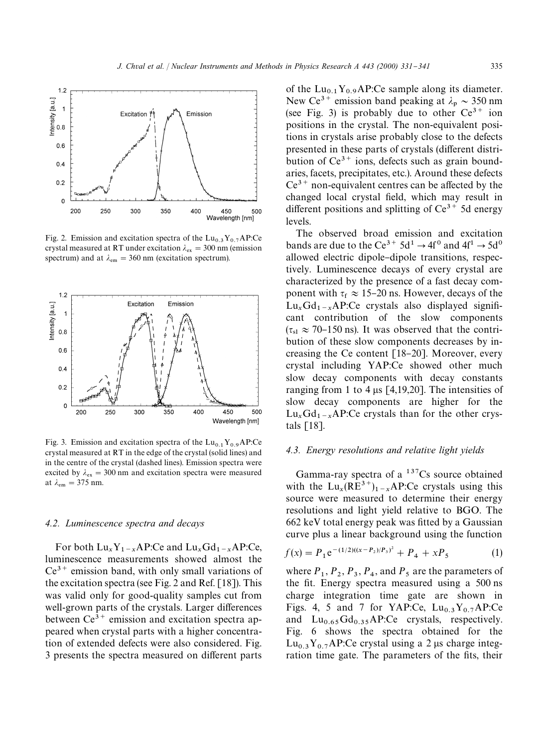Fig. 2. Emission and excitation spectra of the $Lu_{0.3}Y_{0.7}AP$:Ce crystal measured at RT under excitation $\lambda_{ex} = 300$ nm (emission spectrum) and at $\lambda_{em} = 360$ nm (excitation spectrum).

Fig. 3. Emission and excitation spectra of the $Lu_{0.1}Y_{0.9}AP$:Ce crystal measured at RT in the edge of the crystal (solid lines) and in the centre of the crystal (dashed lines). Emission spectra were excited by $\lambda_{ex} = 300$ nm and excitation spectra were measured at $\lambda_{em} = 375$ nm.

### 4.2. Luminescence spectra and decays

For both $Lu_xY_{1-x}AP$:Ce and $Lu_xGd_{1-x}AP$:Ce, luminescence measurements showed almost the $Ce^{3+}$ emission band, with only small variations of the excitation spectra (see Fig. 2 and Ref. [18]). This was valid only for good-quality samples cut from well-grown parts of the crystals. Larger differences between $Ce^{3+}$ emission and excitation spectra appeared when crystal parts with a higher concentration of extended defects were also considered. Fig. 3 presents the spectra measured on different parts of the $Lu_{0.1}Y_{0.9}AP$:Ce sample along its diameter. New $Ce^{3+}$ emission band peaking at $\lambda_p \sim 350$ nm (see Fig. 3) is probably due to other $Ce^{3+}$ ion positions in the crystal. The non-equivalent positions in crystals arise probably close to the defects presented in these parts of crystals (different distribution of $Ce^{3+}$ ions, defects such as grain boundaries, facets, precipitates, etc.). Around these defects $Ce^{3+}$ non-equivalent centres can be affected by the changed local crystal field, which may result in different positions and splitting of $Ce^{3+}$ 5d energy levels.

The observed broad emission and excitation bands are due to the $Ce^{3+}$ $5d^1 \rightarrow 4f^0$ and $4f^1 \rightarrow 5d^0$ allowed electric dipole–dipole transitions, respectively. Luminescence decays of every crystal are characterized by the presence of a fast decay component with $\tau_f \approx 15$–20 ns. However, decays of the $Lu_xGd_{1-x}AP$:Ce crystals also displayed significant contribution of the slow components ($\tau_{sl} \approx 70$–150 ns). It was observed that the contribution of these slow components decreases by increasing the Ce content [18–20]. Moreover, every crystal including YAP:Ce showed other much slow decay components with decay constants ranging from 1 to 4 μs [4,19,20]. The intensities of slow decay components are higher for the $Lu_xGd_{1-x}AP$:Ce crystals than for the other crystals [18].

### 4.3. Energy resolutions and relative light yields

Gamma-ray spectra of a $^{137}Cs$ source obtained with the $Lu_x(RE^{3+})_{1-x}AP$:Ce crystals using this source were measured to determine their energy resolutions and light yield relative to BGO. The 662 keV total energy peak was fitted by a Gaussian curve plus a linear background using the function

$$f(x) = P_1 e^{-(1/2)((x-P_2)/P_3)^2} + P_4 + xP_5 \qquad (1)$$

where $P_1$, $P_2$, $P_3$, $P_4$, and $P_5$ are the parameters of the fit. Energy spectra measured using a 500 ns charge integration time gate are shown in Figs. 4, 5 and 7 for YAP:Ce, $Lu_{0.3}Y_{0.7}AP$:Ce and $Lu_{0.65}Gd_{0.35}AP$:Ce crystals, respectively. Fig. 6 shows the spectra obtained for the $Lu_{0.3}Y_{0.7}AP$:Ce crystal using a 2 μs charge integration time gate. The parameters of the fits, their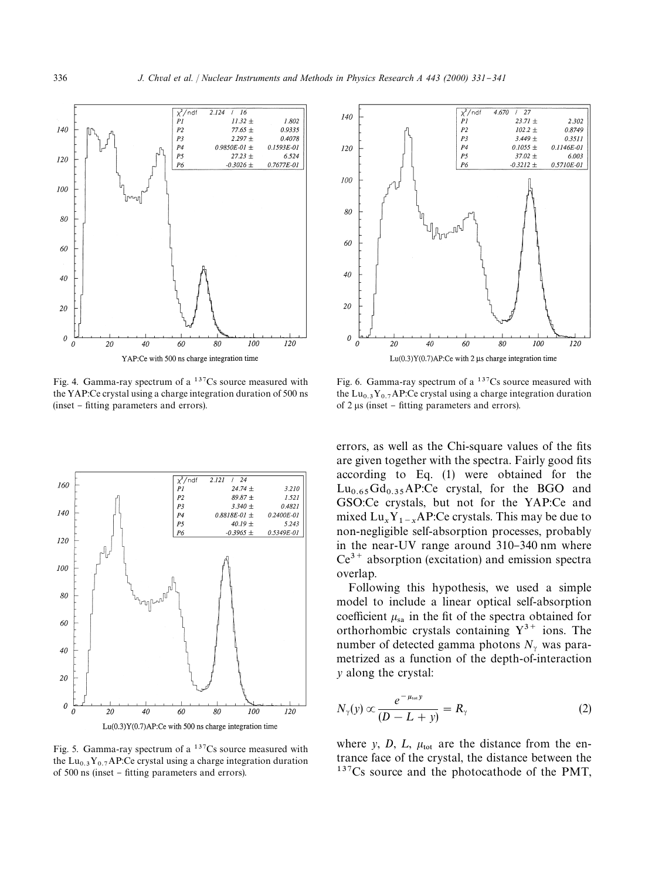Fig. 4. Gamma-ray spectrum of a $^{137}$Cs source measured with the YAP:Ce crystal using a charge integration duration of 500 ns (inset – fitting parameters and errors).

Fig. 5. Gamma-ray spectrum of a $^{137}$Cs source measured with the $Lu_{0.3}Y_{0.7}AP$:Ce crystal using a charge integration duration of 500 ns (inset – fitting parameters and errors).

Fig. 6. Gamma-ray spectrum of a $^{137}$Cs source measured with the $Lu_{0.3}Y_{0.7}AP$:Ce crystal using a charge integration duration of 2 μs (inset – fitting parameters and errors).

errors, as well as the Chi-square values of the fits are given together with the spectra. Fairly good fits according to Eq. (1) were obtained for the $Lu_{0.65}Gd_{0.35}AP$:Ce crystal, for the BGO and GSO:Ce crystals, but not for the YAP:Ce and mixed $Lu_xY_{1-x}AP$:Ce crystals. This may be due to non-negligible self-absorption processes, probably in the near-UV range around 310–340 nm where $Ce^{3+}$ absorption (excitation) and emission spectra overlap.

Following this hypothesis, we used a simple model to include a linear optical self-absorption coefficient $\mu_{sa}$ in the fit of the spectra obtained for orthorhombic crystals containing $Y^{3+}$ ions. The number of detected gamma photons $N_\gamma$ was parametrized as a function of the depth-of-interaction $y$ along the crystal:

$$N_\gamma(y) \propto \frac{e^{-\mu_{tot} y}}{(D - L + y)} = R_\gamma \tag{2}$$

where $y$, $D$, $L$, $\mu_{tot}$ are the distance from the entrance face of the crystal, the distance between the $^{137}$Cs source and the photocathode of the PMT,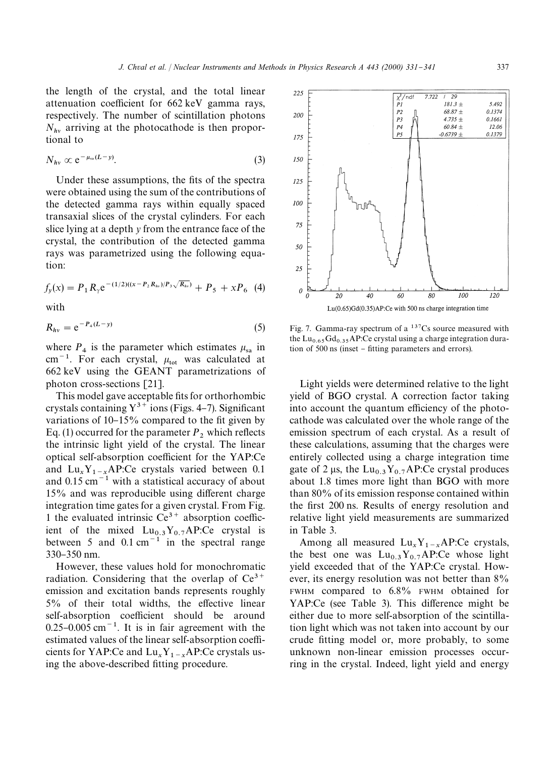the length of the crystal, and the total linear attenuation coefficient for 662 keV gamma rays, respectively. The number of scintillation photons $N_{h\nu}$ arriving at the photocathode is then proportional to

$$N_{h\nu} \propto e^{-\mu_{sa}(L-y)}. \tag{3}$$

Under these assumptions, the fits of the spectra were obtained using the sum of the contributions of the detected gamma rays within equally spaced transaxial slices of the crystal cylinders. For each slice lying at a depth $y$ from the entrance face of the crystal, the contribution of the detected gamma rays was parametrized using the following equation:

$$f_y(x) = P_1 R_\gamma e^{-(1/2)((x-P_2 R_{h\nu})/P_3\sqrt{R_{h\nu}})} + P_5 + xP_6 \tag{4}$$

with

$$R_{h\nu} = e^{-P_4(L-y)} \tag{5}$$

where $P_4$ is the parameter which estimates $\mu_{sa}$ in $cm^{-1}$. For each crystal, $\mu_{tot}$ was calculated at 662 keV using the GEANT parametrizations of photon cross-sections [21].

This model gave acceptable fits for orthorhombic crystals containing $Y^{3+}$ ions (Figs. 4–7). Significant variations of 10–15% compared to the fit given by Eq. (1) occurred for the parameter $P_2$ which reflects the intrinsic light yield of the crystal. The linear optical self-absorption coefficient for the YAP:Ce and $Lu_xY_{1-x}AP$:Ce crystals varied between 0.1 and 0.15 $cm^{-1}$ with a statistical accuracy of about 15% and was reproducible using different charge integration time gates for a given crystal. From Fig. 1 the evaluated intrinsic $Ce^{3+}$ absorption coefficient of the mixed $Lu_{0.3}Y_{0.7}AP$:Ce crystal is between 5 and 0.1 $cm^{-1}$ in the spectral range 330–350 nm.

However, these values hold for monochromatic radiation. Considering that the overlap of $Ce^{3+}$ emission and excitation bands represents roughly 5% of their total widths, the effective linear self-absorption coefficient should be around 0.25–0.005 $cm^{-1}$. It is in fair agreement with the estimated values of the linear self-absorption coefficients for YAP:Ce and $Lu_xY_{1-x}AP$:Ce crystals using the above-described fitting procedure.

Fig. 7. Gamma-ray spectrum of a $^{137}Cs$ source measured with the $Lu_{0.65}Gd_{0.35}AP$:Ce crystal using a charge integration duration of 500 ns (inset – fitting parameters and errors).

Light yields were determined relative to the light yield of BGO crystal. A correction factor taking into account the quantum efficiency of the photocathode was calculated over the whole range of the emission spectrum of each crystal. As a result of these calculations, assuming that the charges were entirely collected using a charge integration time gate of 2 μs, the $Lu_{0.3}Y_{0.7}AP$:Ce crystal produces about 1.8 times more light than BGO with more than 80% of its emission response contained within the first 200 ns. Results of energy resolution and relative light yield measurements are summarized in Table 3.

Among all measured $Lu_xY_{1-x}AP$:Ce crystals, the best one was $Lu_{0.3}Y_{0.7}AP$:Ce whose light yield exceeded that of the YAP:Ce crystal. However, its energy resolution was not better than 8% FWHM compared to 6.8% FWHM obtained for YAP:Ce (see Table 3). This difference might be either due to more self-absorption of the scintillation light which was not taken into account by our crude fitting model or, more probably, to some unknown non-linear emission processes occurring in the crystal. Indeed, light yield and energy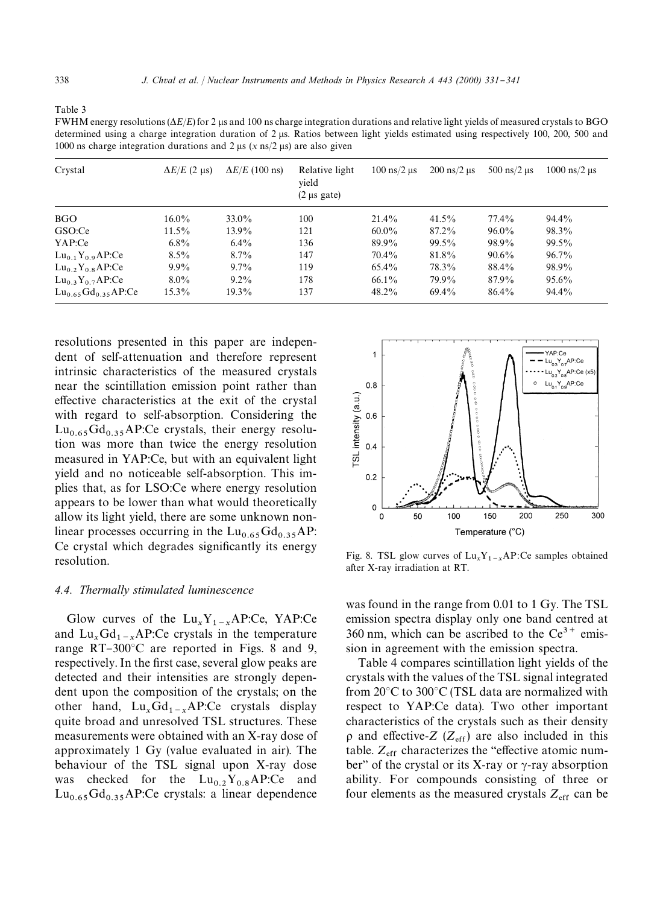Table 3

FWHM energy resolutions ($\Delta E/E$) for 2 μs and 100 ns charge integration durations and relative light yields of measured crystals to BGO determined using a charge integration duration of 2 μs. Ratios between light yields estimated using respectively 100, 200, 500 and 1000 ns charge integration durations and 2 μs ($x$ ns/2 μs) are also given

| Crystal | $\Delta E/E$ (2 μs) | $\Delta E/E$ (100 ns) | Relative light yield (2 μs gate) | 100 ns/2 μs | 200 ns/2 μs | 500 ns/2 μs | 1000 ns/2 μs |
|---|---|---|---|---|---|---|---|
| BGO | 16.0% | 33.0% | 100 | 21.4% | 41.5% | 77.4% | 94.4% |
| GSO:Ce | 11.5% | 13.9% | 121 | 60.0% | 87.2% | 96.0% | 98.3% |
| YAP:Ce | 6.8% | 6.4% | 136 | 89.9% | 99.5% | 98.9% | 99.5% |
| $Lu_{0.1}Y_{0.9}AP$:Ce | 8.5% | 8.7% | 147 | 70.4% | 81.8% | 90.6% | 96.7% |
| $Lu_{0.2}Y_{0.8}AP$:Ce | 9.9% | 9.7% | 119 | 65.4% | 78.3% | 88.4% | 98.9% |
| $Lu_{0.3}Y_{0.7}AP$:Ce | 8.0% | 9.2% | 178 | 66.1% | 79.9% | 87.9% | 95.6% |
| $Lu_{0.65}Gd_{0.35}AP$:Ce | 15.3% | 19.3% | 137 | 48.2% | 69.4% | 86.4% | 94.4% |

resolutions presented in this paper are independent of self-attenuation and therefore represent intrinsic characteristics of the measured crystals near the scintillation emission point rather than effective characteristics at the exit of the crystal with regard to self-absorption. Considering the $Lu_{0.65}Gd_{0.35}AP$:Ce crystals, their energy resolution was more than twice the energy resolution measured in YAP:Ce, but with an equivalent light yield and no noticeable self-absorption. This implies that, as for LSO:Ce where energy resolution appears to be lower than what would theoretically allow its light yield, there are some unknown non-linear processes occurring in the $Lu_{0.65}Gd_{0.35}AP$:Ce crystal which degrades significantly its energy resolution.

### 4.4. Thermally stimulated luminescence

Glow curves of the $Lu_xY_{1-x}AP$:Ce, YAP:Ce and $Lu_xGd_{1-x}AP$:Ce crystals in the temperature range RT–300°C are reported in Figs. 8 and 9, respectively. In the first case, several glow peaks are detected and their intensities are strongly dependent upon the composition of the crystals; on the other hand, $Lu_xGd_{1-x}AP$:Ce crystals display quite broad and unresolved TSL structures. These measurements were obtained with an X-ray dose of approximately 1 Gy (value evaluated in air). The behaviour of the TSL signal upon X-ray dose was checked for the $Lu_{0.2}Y_{0.8}AP$:Ce and $Lu_{0.65}Gd_{0.35}AP$:Ce crystals: a linear dependence was found in the range from 0.01 to 1 Gy. The TSL emission spectra display only one band centred at 360 nm, which can be ascribed to the $Ce^{3+}$ emission in agreement with the emission spectra.

Fig. 8. TSL glow curves of $Lu_xY_{1-x}AP$:Ce samples obtained after X-ray irradiation at RT.

Table 4 compares scintillation light yields of the crystals with the values of the TSL signal integrated from 20°C to 300°C (TSL data are normalized with respect to YAP:Ce data). Two other important characteristics of the crystals such as their density $\rho$ and effective-$Z$ ($Z_{\text{eff}}$) are also included in this table. $Z_{\text{eff}}$ characterizes the "effective atomic number" of the crystal or its X-ray or γ-ray absorption ability. For compounds consisting of three or four elements as the measured crystals $Z_{\text{eff}}$ can be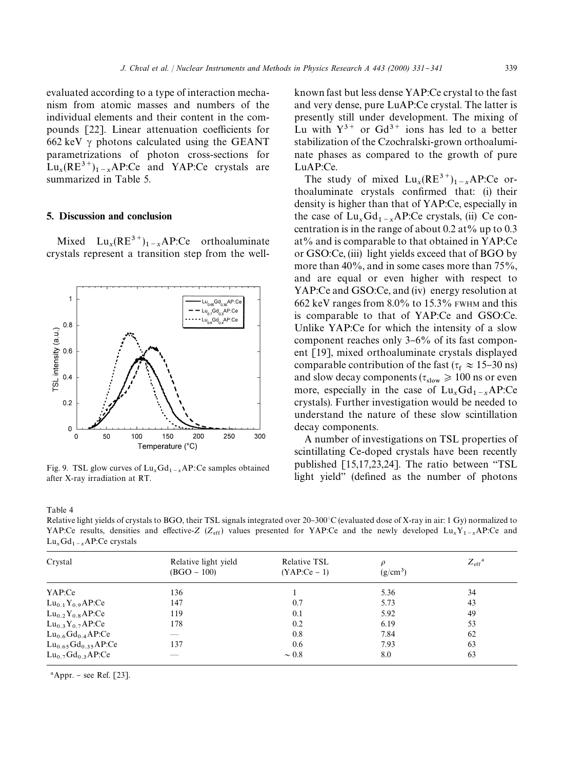evaluated according to a type of interaction mechanism from atomic masses and numbers of the individual elements and their content in the compounds [22]. Linear attenuation coefficients for 662 keV $\gamma$ photons calculated using the GEANT parametrizations of photon cross-sections for $Lu_x(RE^{3+})_{1-x}$AP:Ce and YAP:Ce crystals are summarized in Table 5.

## 5. Discussion and conclusion

Mixed $Lu_x(RE^{3+})_{1-x}$AP:Ce orthoaluminate crystals represent a transition step from the well-known fast but less dense YAP:Ce crystal to the fast and very dense, pure LuAP:Ce crystal. The latter is presently still under development. The mixing of Lu with $Y^{3+}$ or $Gd^{3+}$ ions has led to a better stabilization of the Czochralski-grown orthoaluminate phases as compared to the growth of pure LuAP:Ce.

The study of mixed $Lu_x(RE^{3+})_{1-x}$AP:Ce orthoaluminate crystals confirmed that: (i) their density is higher than that of YAP:Ce, especially in the case of $Lu_xGd_{1-x}$AP:Ce crystals, (ii) Ce concentration is in the range of about 0.2 at% up to 0.3 at% and is comparable to that obtained in YAP:Ce or GSO:Ce, (iii) light yields exceed that of BGO by more than 40%, and in some cases more than 75%, and are equal or even higher with respect to YAP:Ce and GSO:Ce, and (iv) energy resolution at 662 keV ranges from 8.0% to 15.3% FWHM and this is comparable to that of YAP:Ce and GSO:Ce. Unlike YAP:Ce for which the intensity of a slow component reaches only 3–6% of its fast component [19], mixed orthoaluminate crystals displayed comparable contribution of the fast ($\tau_f \approx 15$–30 ns) and slow decay components ($\tau_{slow} \geqslant 100$ ns or even more, especially in the case of $Lu_xGd_{1-x}$AP:Ce crystals). Further investigation would be needed to understand the nature of these slow scintillation decay components.

A number of investigations on TSL properties of scintillating Ce-doped crystals have been recently published [15,17,23,24]. The ratio between "TSL light yield" (defined as the number of photons

Fig. 9. TSL glow curves of $Lu_xGd_{1-x}$AP:Ce samples obtained after X-ray irradiation at RT.

Table 4
Relative light yields of crystals to BGO, their TSL signals integrated over 20–300°C (evaluated dose of X-ray in air: 1 Gy) normalized to YAP:Ce results, densities and effective-Z ($Z_{eff}$) values presented for YAP:Ce and the newly developed $Lu_xY_{1-x}$AP:Ce and $Lu_xGd_{1-x}$AP:Ce crystals

| Crystal | Relative light yield (BGO – 100) | Relative TSL (YAP:Ce – 1) | $\rho$ (g/cm$^3$) | $Z_{eff}$ [a] |
|---|---|---|---|---|
| YAP:Ce | 136 | 1 | 5.36 | 34 |
| $Lu_{0.1}Y_{0.9}$AP:Ce | 147 | 0.7 | 5.73 | 43 |
| $Lu_{0.2}Y_{0.8}$AP:Ce | 119 | 0.1 | 5.92 | 49 |
| $Lu_{0.3}Y_{0.7}$AP:Ce | 178 | 0.2 | 6.19 | 53 |
| $Lu_{0.6}Gd_{0.4}$AP:Ce | — | 0.8 | 7.84 | 62 |
| $Lu_{0.65}Gd_{0.35}$AP:Ce | 137 | 0.6 | 7.93 | 63 |
| $Lu_{0.7}Gd_{0.3}$AP:Ce | — | ~ 0.8 | 8.0 | 63 |

[a] Appr. – see Ref. [23].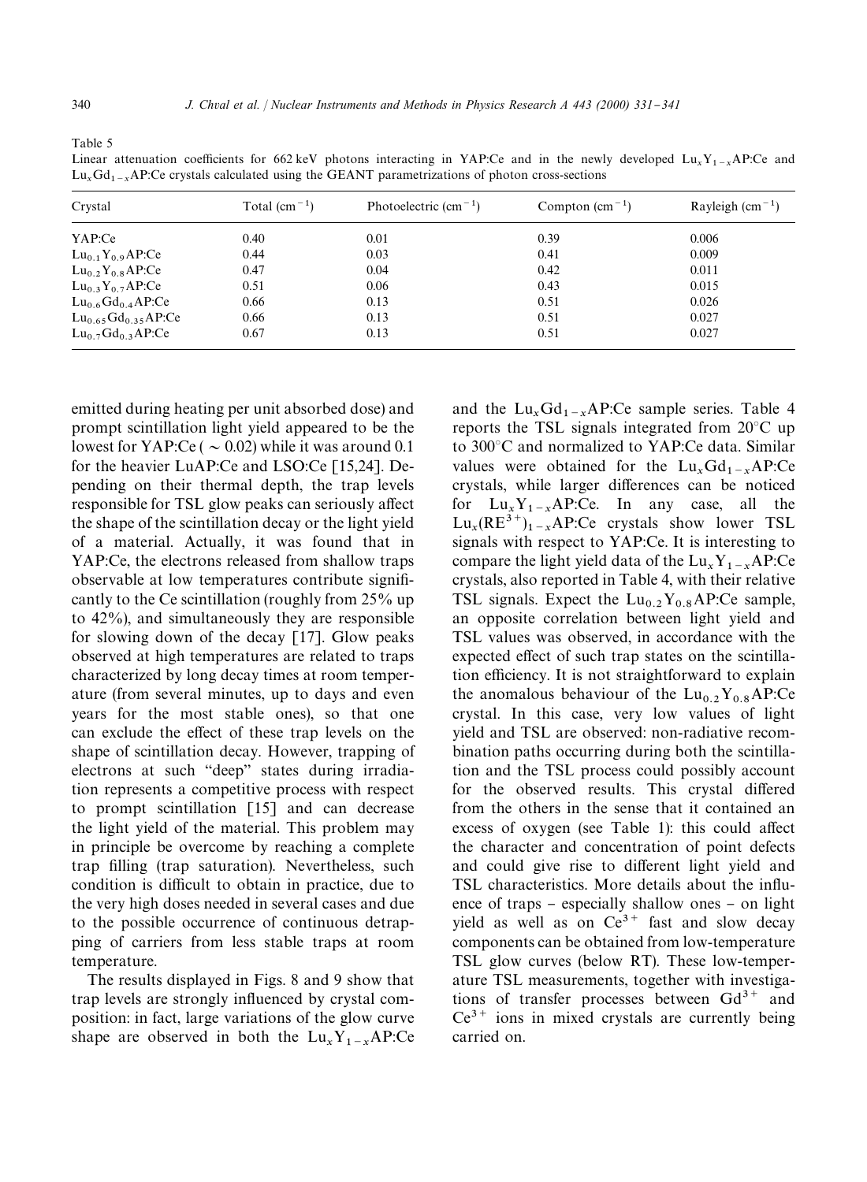Table 5

Linear attenuation coefficients for 662 keV photons interacting in YAP:Ce and in the newly developed $Lu_xY_{1-x}$AP:Ce and $Lu_xGd_{1-x}$AP:Ce crystals calculated using the GEANT parametrizations of photon cross-sections

| Crystal | Total ($cm^{-1}$) | Photoelectric ($cm^{-1}$) | Compton ($cm^{-1}$) | Rayleigh ($cm^{-1}$) |
|---|---|---|---|---|
| YAP:Ce | 0.40 | 0.01 | 0.39 | 0.006 |
| $Lu_{0.1}Y_{0.9}$AP:Ce | 0.44 | 0.03 | 0.41 | 0.009 |
| $Lu_{0.2}Y_{0.8}$AP:Ce | 0.47 | 0.04 | 0.42 | 0.011 |
| $Lu_{0.3}Y_{0.7}$AP:Ce | 0.51 | 0.06 | 0.43 | 0.015 |
| $Lu_{0.6}Gd_{0.4}$AP:Ce | 0.66 | 0.13 | 0.51 | 0.026 |
| $Lu_{0.65}Gd_{0.35}$AP:Ce | 0.66 | 0.13 | 0.51 | 0.027 |
| $Lu_{0.7}Gd_{0.3}$AP:Ce | 0.67 | 0.13 | 0.51 | 0.027 |

emitted during heating per unit absorbed dose) and prompt scintillation light yield appeared to be the lowest for YAP:Ce ( $\sim 0.02$) while it was around 0.1 for the heavier LuAP:Ce and LSO:Ce [15,24]. Depending on their thermal depth, the trap levels responsible for TSL glow peaks can seriously affect the shape of the scintillation decay or the light yield of a material. Actually, it was found that in YAP:Ce, the electrons released from shallow traps observable at low temperatures contribute significantly to the Ce scintillation (roughly from 25% up to 42%), and simultaneously they are responsible for slowing down of the decay [17]. Glow peaks observed at high temperatures are related to traps characterized by long decay times at room temperature (from several minutes, up to days and even years for the most stable ones), so that one can exclude the effect of these trap levels on the shape of scintillation decay. However, trapping of electrons at such "deep" states during irradiation represents a competitive process with respect to prompt scintillation [15] and can decrease the light yield of the material. This problem may in principle be overcome by reaching a complete trap filling (trap saturation). Nevertheless, such condition is difficult to obtain in practice, due to the very high doses needed in several cases and due to the possible occurrence of continuous detrapping of carriers from less stable traps at room temperature.

The results displayed in Figs. 8 and 9 show that trap levels are strongly influenced by crystal composition: in fact, large variations of the glow curve shape are observed in both the $Lu_xY_{1-x}$AP:Ce and the $Lu_xGd_{1-x}$AP:Ce sample series. Table 4 reports the TSL signals integrated from 20°C up to 300°C and normalized to YAP:Ce data. Similar values were obtained for the $Lu_xGd_{1-x}$AP:Ce crystals, while larger differences can be noticed for $Lu_xY_{1-x}$AP:Ce. In any case, all the $Lu_x(RE^{3+})_{1-x}$AP:Ce crystals show lower TSL signals with respect to YAP:Ce. It is interesting to compare the light yield data of the $Lu_xY_{1-x}$AP:Ce crystals, also reported in Table 4, with their relative TSL signals. Expect the $Lu_{0.2}Y_{0.8}$AP:Ce sample, an opposite correlation between light yield and TSL values was observed, in accordance with the expected effect of such trap states on the scintillation efficiency. It is not straightforward to explain the anomalous behaviour of the $Lu_{0.2}Y_{0.8}$AP:Ce crystal. In this case, very low values of light yield and TSL are observed: non-radiative recombination paths occurring during both the scintillation and the TSL process could possibly account for the observed results. This crystal differed from the others in the sense that it contained an excess of oxygen (see Table 1): this could affect the character and concentration of point defects and could give rise to different light yield and TSL characteristics. More details about the influence of traps – especially shallow ones – on light yield as well as on $Ce^{3+}$ fast and slow decay components can be obtained from low-temperature TSL glow curves (below RT). These low-temperature TSL measurements, together with investigations of transfer processes between $Gd^{3+}$ and $Ce^{3+}$ ions in mixed crystals are currently being carried on.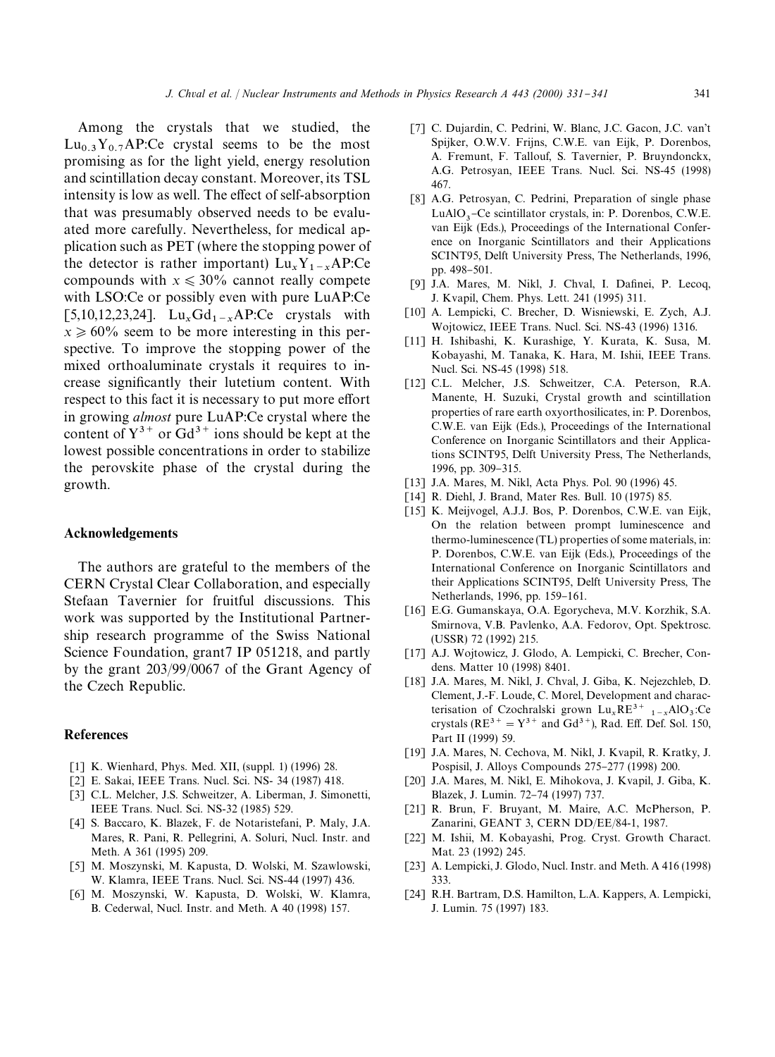Among the crystals that we studied, the $Lu_{0.3}Y_{0.7}AP$:Ce crystal seems to be the most promising as for the light yield, energy resolution and scintillation decay constant. Moreover, its TSL intensity is low as well. The effect of self-absorption that was presumably observed needs to be evaluated more carefully. Nevertheless, for medical application such as PET (where the stopping power of the detector is rather important) $Lu_xY_{1-x}AP$:Ce compounds with $x \leqslant 30\%$ cannot really compete with LSO:Ce or possibly even with pure LuAP:Ce [5,10,12,23,24]. $Lu_xGd_{1-x}AP$:Ce crystals with $x \geqslant 60\%$ seem to be more interesting in this perspective. To improve the stopping power of the mixed orthoaluminate crystals it requires to increase significantly their lutetium content. With respect to this fact it is necessary to put more effort in growing *almost* pure LuAP:Ce crystal where the content of $Y^{3+}$ or $Gd^{3+}$ ions should be kept at the lowest possible concentrations in order to stabilize the perovskite phase of the crystal during the growth.

## Acknowledgements

The authors are grateful to the members of the CERN Crystal Clear Collaboration, and especially Stefaan Tavernier for fruitful discussions. This work was supported by the Institutional Partnership research programme of the Swiss National Science Foundation, grant7 IP 051218, and partly by the grant 203/99/0067 of the Grant Agency of the Czech Republic.

## References

[1] K. Wienhard, Phys. Med. XII, (suppl. 1) (1996) 28.

[2] E. Sakai, IEEE Trans. Nucl. Sci. NS- 34 (1987) 418.

[3] C.L. Melcher, J.S. Schweitzer, A. Liberman, J. Simonetti, IEEE Trans. Nucl. Sci. NS-32 (1985) 529.

[4] S. Baccaro, K. Blazek, F. de Notaristefani, P. Maly, J.A. Mares, R. Pani, R. Pellegrini, A. Soluri, Nucl. Instr. and Meth. A 361 (1995) 209.

[5] M. Moszynski, M. Kapusta, D. Wolski, M. Szawlowski, W. Klamra, IEEE Trans. Nucl. Sci. NS-44 (1997) 436.

[6] M. Moszynski, W. Kapusta, D. Wolski, W. Klamra, B. Cederwal, Nucl. Instr. and Meth. A 40 (1998) 157.

[7] C. Dujardin, C. Pedrini, W. Blanc, J.C. Gacon, J.C. van't Spijker, O.W.V. Frijns, C.W.E. van Eijk, P. Dorenbos, A. Fremunt, F. Tallouf, S. Tavernier, P. Bruyndonckx, A.G. Petrosyan, IEEE Trans. Nucl. Sci. NS-45 (1998) 467.

[8] A.G. Petrosyan, C. Pedrini, Preparation of single phase $LuAlO_3$–Ce scintillator crystals, in: P. Dorenbos, C.W.E. van Eijk (Eds.), Proceedings of the International Conference on Inorganic Scintillators and their Applications SCINT95, Delft University Press, The Netherlands, 1996, pp. 498–501.

[9] J.A. Mares, M. Nikl, J. Chval, I. Dafinei, P. Lecoq, J. Kvapil, Chem. Phys. Lett. 241 (1995) 311.

[10] A. Lempicki, C. Brecher, D. Wisniewski, E. Zych, A.J. Wojtowicz, IEEE Trans. Nucl. Sci. NS-43 (1996) 1316.

[11] H. Ishibashi, K. Kurashige, Y. Kurata, K. Susa, M. Kobayashi, M. Tanaka, K. Hara, M. Ishii, IEEE Trans. Nucl. Sci. NS-45 (1998) 518.

[12] C.L. Melcher, J.S. Schweitzer, C.A. Peterson, R.A. Manente, H. Suzuki, Crystal growth and scintillation properties of rare earth oxyorthosilicates, in: P. Dorenbos, C.W.E. van Eijk (Eds.), Proceedings of the International Conference on Inorganic Scintillators and their Applications SCINT95, Delft University Press, The Netherlands, 1996, pp. 309–315.

[13] J.A. Mares, M. Nikl, Acta Phys. Pol. 90 (1996) 45.

[14] R. Diehl, J. Brand, Mater Res. Bull. 10 (1975) 85.

[15] K. Meijvogel, A.J.J. Bos, P. Dorenbos, C.W.E. van Eijk, On the relation between prompt luminescence and thermo-luminescence (TL) properties of some materials, in: P. Dorenbos, C.W.E. van Eijk (Eds.), Proceedings of the International Conference on Inorganic Scintillators and their Applications SCINT95, Delft University Press, The Netherlands, 1996, pp. 159–161.

[16] E.G. Gumanskaya, O.A. Egorycheva, M.V. Korzhik, S.A. Smirnova, V.B. Pavlenko, A.A. Fedorov, Opt. Spektrosc. (USSR) 72 (1992) 215.

[17] A.J. Wojtowicz, J. Glodo, A. Lempicki, C. Brecher, Condens. Matter 10 (1998) 8401.

[18] J.A. Mares, M. Nikl, J. Chval, J. Giba, K. Nejezchleb, D. Clement, J.-F. Loude, C. Morel, Development and characterisation of Czochralski grown $Lu_xRE^{3+}{}_{1-x}AlO_3$:Ce crystals ($RE^{3+} = Y^{3+}$ and $Gd^{3+}$), Rad. Eff. Def. Sol. 150, Part II (1999) 59.

[19] J.A. Mares, N. Cechova, M. Nikl, J. Kvapil, R. Kratky, J. Pospisil, J. Alloys Compounds 275–277 (1998) 200.

[20] J.A. Mares, M. Nikl, E. Mihokova, J. Kvapil, J. Giba, K. Blazek, J. Lumin. 72–74 (1997) 737.

[21] R. Brun, F. Bruyant, M. Maire, A.C. McPherson, P. Zanarini, GEANT 3, CERN DD/EE/84-1, 1987.

[22] M. Ishii, M. Kobayashi, Prog. Cryst. Growth Charact. Mat. 23 (1992) 245.

[23] A. Lempicki, J. Glodo, Nucl. Instr. and Meth. A 416 (1998) 333.

[24] R.H. Bartram, D.S. Hamilton, L.A. Kappers, A. Lempicki, J. Lumin. 75 (1997) 183.